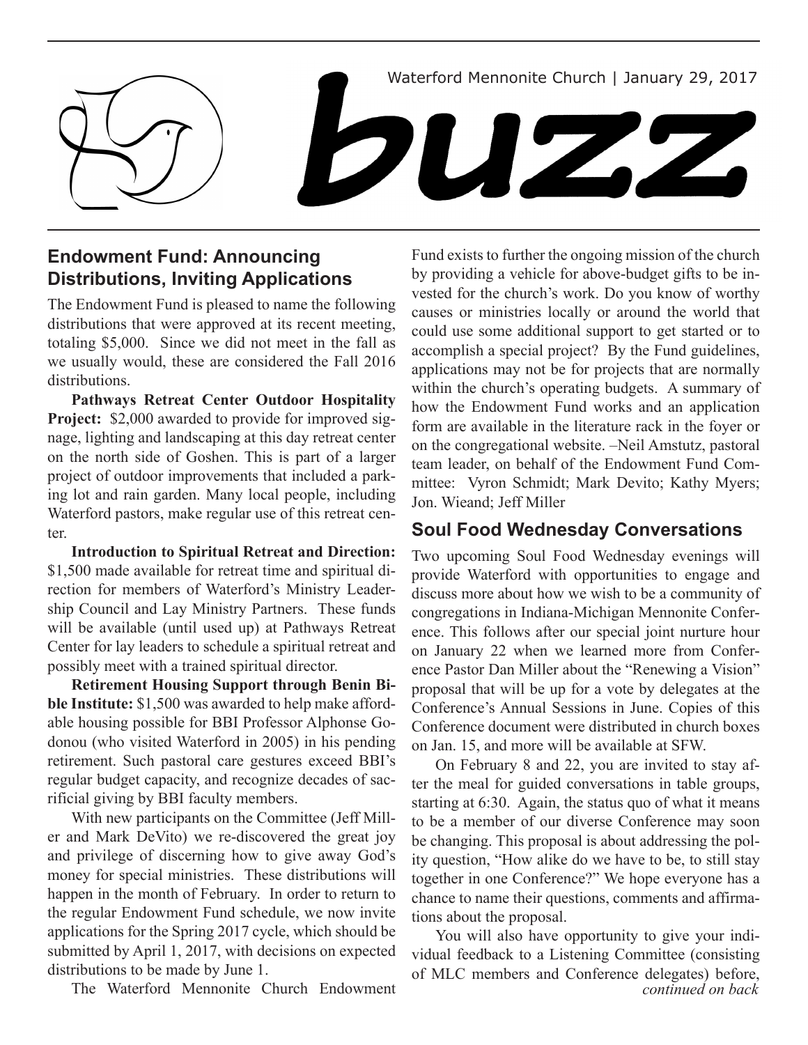Waterford Mennonite Church | January 29, 2017

# buzz

## Endowment Fund: Announcing Distributions, Inviting Applications

The Endowment Fund is pleased to name the following distributions that were approved at its recent meeting, totaling $5,000. Since we did not meet in the fall as we usually would, these are considered the Fall 2016 distributions.

**Pathways Retreat Center Outdoor Hospitality Project:** $2,000 awarded to provide for improved signage, lighting and landscaping at this day retreat center on the north side of Goshen. This is part of a larger project of outdoor improvements that included a parking lot and rain garden. Many local people, including Waterford pastors, make regular use of this retreat center.

**Introduction to Spiritual Retreat and Direction:** $1,500 made available for retreat time and spiritual direction for members of Waterford's Ministry Leadership Council and Lay Ministry Partners. These funds will be available (until used up) at Pathways Retreat Center for lay leaders to schedule a spiritual retreat and possibly meet with a trained spiritual director.

**Retirement Housing Support through Benin Bible Institute:** $1,500 was awarded to help make affordable housing possible for BBI Professor Alphonse Godonou (who visited Waterford in 2005) in his pending retirement. Such pastoral care gestures exceed BBI's regular budget capacity, and recognize decades of sacrificial giving by BBI faculty members.

With new participants on the Committee (Jeff Miller and Mark DeVito) we re-discovered the great joy and privilege of discerning how to give away God's money for special ministries. These distributions will happen in the month of February. In order to return to the regular Endowment Fund schedule, we now invite applications for the Spring 2017 cycle, which should be submitted by April 1, 2017, with decisions on expected distributions to be made by June 1.

The Waterford Mennonite Church Endowment Fund exists to further the ongoing mission of the church by providing a vehicle for above-budget gifts to be invested for the church's work. Do you know of worthy causes or ministries locally or around the world that could use some additional support to get started or to accomplish a special project? By the Fund guidelines, applications may not be for projects that are normally within the church's operating budgets. A summary of how the Endowment Fund works and an application form are available in the literature rack in the foyer or on the congregational website. –Neil Amstutz, pastoral team leader, on behalf of the Endowment Fund Committee: Vyron Schmidt; Mark Devito; Kathy Myers; Jon. Wieand; Jeff Miller

## Soul Food Wednesday Conversations

Two upcoming Soul Food Wednesday evenings will provide Waterford with opportunities to engage and discuss more about how we wish to be a community of congregations in Indiana-Michigan Mennonite Conference. This follows after our special joint nurture hour on January 22 when we learned more from Conference Pastor Dan Miller about the "Renewing a Vision" proposal that will be up for a vote by delegates at the Conference's Annual Sessions in June. Copies of this Conference document were distributed in church boxes on Jan. 15, and more will be available at SFW.

On February 8 and 22, you are invited to stay after the meal for guided conversations in table groups, starting at 6:30. Again, the status quo of what it means to be a member of our diverse Conference may soon be changing. This proposal is about addressing the polity question, "How alike do we have to be, to still stay together in one Conference?" We hope everyone has a chance to name their questions, comments and affirmations about the proposal.

You will also have opportunity to give your individual feedback to a Listening Committee (consisting of MLC members and Conference delegates) before,

*continued on back*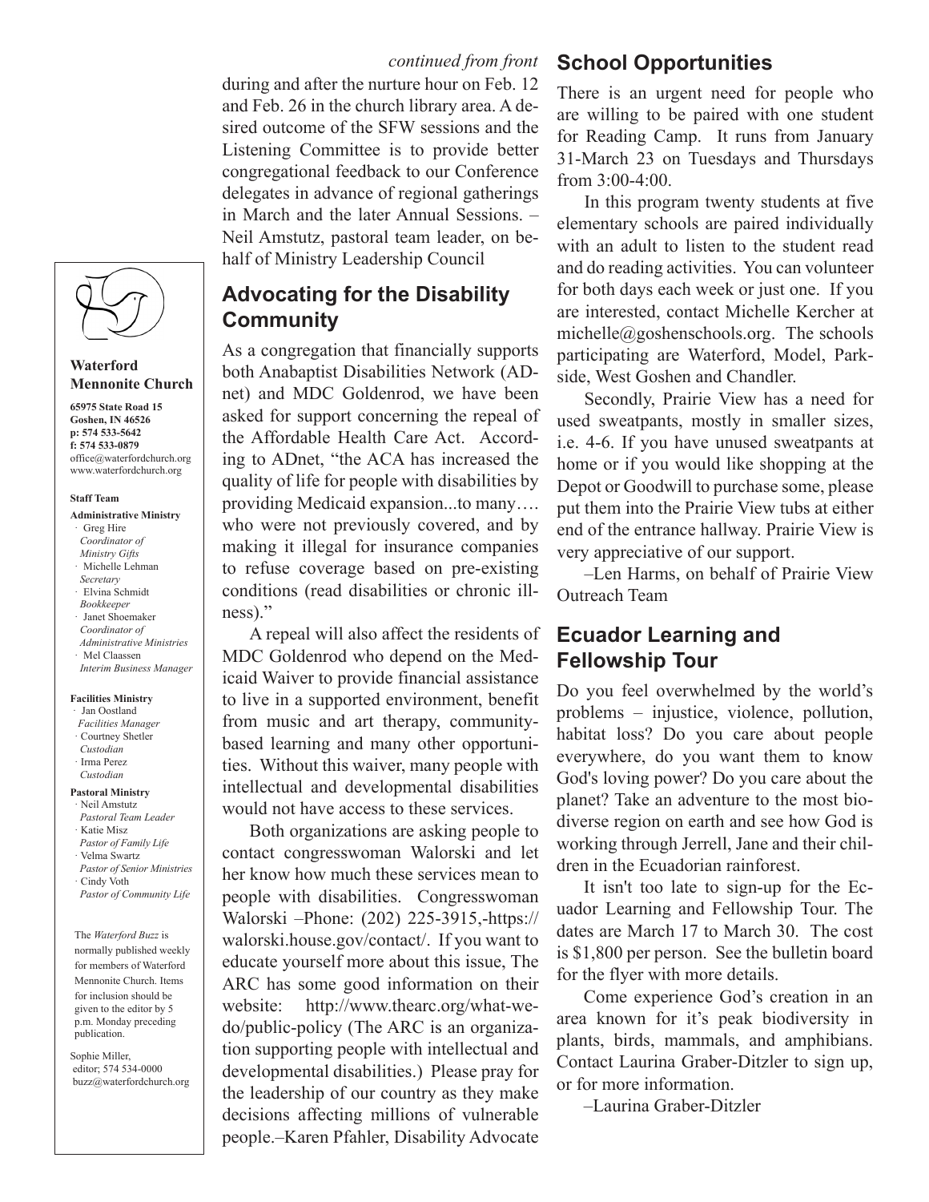*continued from front*

during and after the nurture hour on Feb. 12 and Feb. 26 in the church library area. A desired outcome of the SFW sessions and the Listening Committee is to provide better congregational feedback to our Conference delegates in advance of regional gatherings in March and the later Annual Sessions. – Neil Amstutz, pastoral team leader, on behalf of Ministry Leadership Council

## Advocating for the Disability Community

As a congregation that financially supports both Anabaptist Disabilities Network (ADnet) and MDC Goldenrod, we have been asked for support concerning the repeal of the Affordable Health Care Act. According to ADnet, "the ACA has increased the quality of life for people with disabilities by providing Medicaid expansion...to many…. who were not previously covered, and by making it illegal for insurance companies to refuse coverage based on pre-existing conditions (read disabilities or chronic illness)."

A repeal will also affect the residents of MDC Goldenrod who depend on the Medicaid Waiver to provide financial assistance to live in a supported environment, benefit from music and art therapy, community-based learning and many other opportunities. Without this waiver, many people with intellectual and developmental disabilities would not have access to these services.

Both organizations are asking people to contact congresswoman Walorski and let her know how much these services mean to people with disabilities. Congresswoman Walorski –Phone: (202) 225-3915,-https://walorski.house.gov/contact/. If you want to educate yourself more about this issue, The ARC has some good information on their website: http://www.thearc.org/what-we-do/public-policy (The ARC is an organization supporting people with intellectual and developmental disabilities.) Please pray for the leadership of our country as they make decisions affecting millions of vulnerable people.–Karen Pfahler, Disability Advocate

## School Opportunities

There is an urgent need for people who are willing to be paired with one student for Reading Camp. It runs from January 31-March 23 on Tuesdays and Thursdays from 3:00-4:00.

In this program twenty students at five elementary schools are paired individually with an adult to listen to the student read and do reading activities. You can volunteer for both days each week or just one. If you are interested, contact Michelle Kercher at michelle@goshenschools.org. The schools participating are Waterford, Model, Parkside, West Goshen and Chandler.

Secondly, Prairie View has a need for used sweatpants, mostly in smaller sizes, i.e. 4-6. If you have unused sweatpants at home or if you would like shopping at the Depot or Goodwill to purchase some, please put them into the Prairie View tubs at either end of the entrance hallway. Prairie View is very appreciative of our support.

–Len Harms, on behalf of Prairie View Outreach Team

## Ecuador Learning and Fellowship Tour

Do you feel overwhelmed by the world's problems – injustice, violence, pollution, habitat loss? Do you care about people everywhere, do you want them to know God's loving power? Do you care about the planet? Take an adventure to the most biodiverse region on earth and see how God is working through Jerrell, Jane and their children in the Ecuadorian rainforest.

It isn't too late to sign-up for the Ecuador Learning and Fellowship Tour. The dates are March 17 to March 30. The cost is $1,800 per person. See the bulletin board for the flyer with more details.

Come experience God's creation in an area known for it's peak biodiversity in plants, birds, mammals, and amphibians. Contact Laurina Graber-Ditzler to sign up, or for more information.

–Laurina Graber-Ditzler

---

**Waterford Mennonite Church**

**65975 State Road 15**
**Goshen, IN 46526**
**p: 574 533-5642**
**f: 574 533-0879**
office@waterfordchurch.org
www.waterfordchurch.org

**Staff Team**

**Administrative Ministry**
- Greg Hire, *Coordinator of Ministry Gifts*
- Michelle Lehman, *Secretary*
- Elvina Schmidt, *Bookkeeper*
- Janet Shoemaker, *Coordinator of Administrative Ministries*
- Mel Claassen, *Interim Business Manager*

**Facilities Ministry**
- Jan Oostland, *Facilities Manager*
- Courtney Shetler, *Custodian*
- Irma Perez, *Custodian*

**Pastoral Ministry**
- Neil Amstutz, *Pastoral Team Leader*
- Katie Misz, *Pastor of Family Life*
- Velma Swartz, *Pastor of Senior Ministries*
- Cindy Voth, *Pastor of Community Life*

The *Waterford Buzz* is normally published weekly for members of Waterford Mennonite Church. Items for inclusion should be given to the editor by 5 p.m. Monday preceding publication.

Sophie Miller, editor; 574 534-0000
buzz@waterfordchurch.org